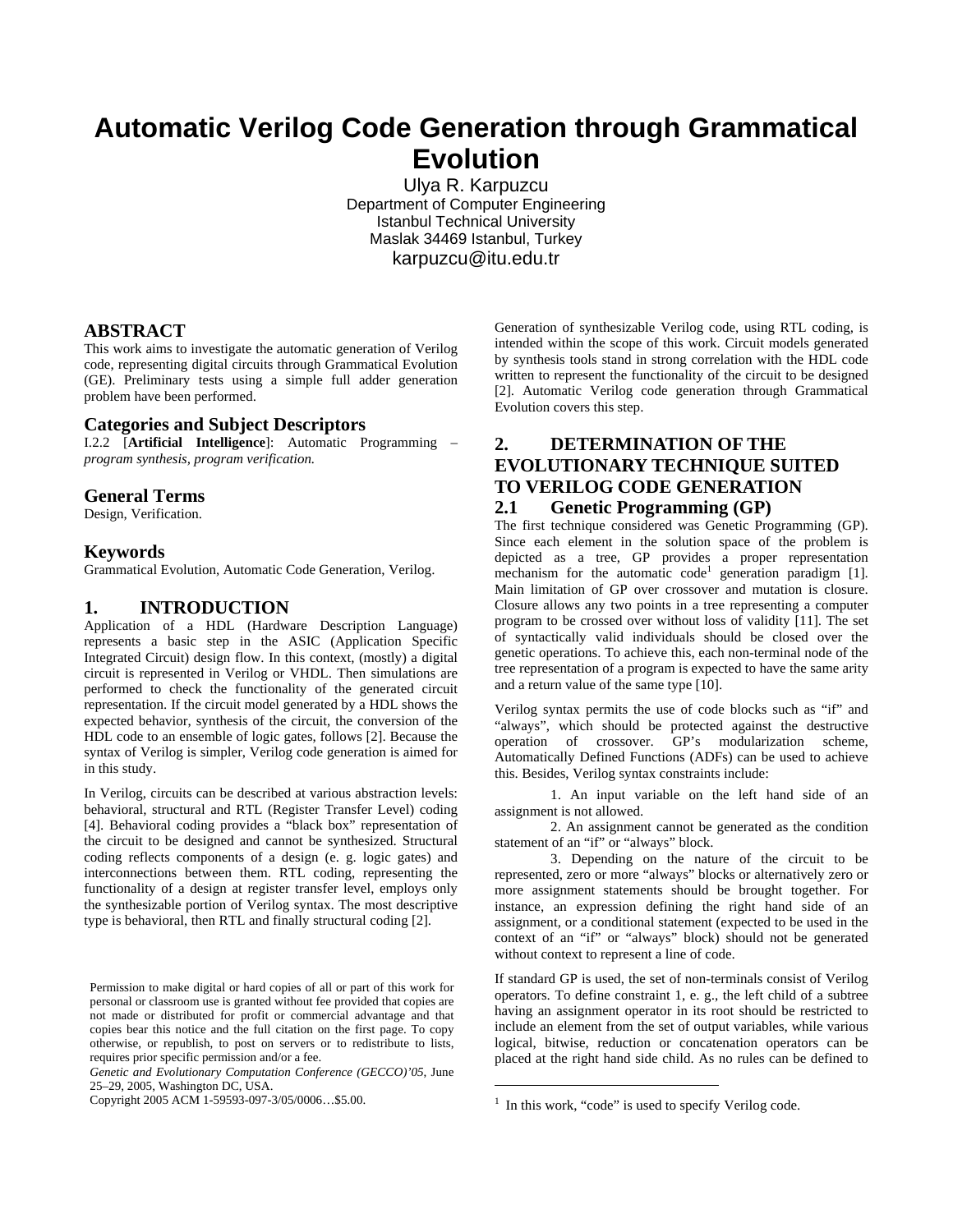# Automatic Verilog Code Generation through Grammatical Evolution

Ulya R. Karpuzcu
Department of Computer Engineering
Istanbul Technical University
Maslak 34469 Istanbul, Turkey
karpuzcu@itu.edu.tr

## ABSTRACT

This work aims to investigate the automatic generation of Verilog code, representing digital circuits through Grammatical Evolution (GE). Preliminary tests using a simple full adder generation problem have been performed.

## Categories and Subject Descriptors

I.2.2 [**Artificial Intelligence**]: Automatic Programming – *program synthesis, program verification.*

## General Terms

Design, Verification.

## Keywords

Grammatical Evolution, Automatic Code Generation, Verilog.

## 1. INTRODUCTION

Application of a HDL (Hardware Description Language) represents a basic step in the ASIC (Application Specific Integrated Circuit) design flow. In this context, (mostly) a digital circuit is represented in Verilog or VHDL. Then simulations are performed to check the functionality of the generated circuit representation. If the circuit model generated by a HDL shows the expected behavior, synthesis of the circuit, the conversion of the HDL code to an ensemble of logic gates, follows [2]. Because the syntax of Verilog is simpler, Verilog code generation is aimed for in this study.

In Verilog, circuits can be described at various abstraction levels: behavioral, structural and RTL (Register Transfer Level) coding [4]. Behavioral coding provides a "black box" representation of the circuit to be designed and cannot be synthesized. Structural coding reflects components of a design (e. g. logic gates) and interconnections between them. RTL coding, representing the functionality of a design at register transfer level, employs only the synthesizable portion of Verilog syntax. The most descriptive type is behavioral, then RTL and finally structural coding [2].

Permission to make digital or hard copies of all or part of this work for personal or classroom use is granted without fee provided that copies are not made or distributed for profit or commercial advantage and that copies bear this notice and the full citation on the first page. To copy otherwise, or republish, to post on servers or to redistribute to lists, requires prior specific permission and/or a fee.

*Genetic and Evolutionary Computation Conference (GECCO)'05*, June 25–29, 2005, Washington DC, USA.

Copyright 2005 ACM 1-59593-097-3/05/0006…$5.00.

Generation of synthesizable Verilog code, using RTL coding, is intended within the scope of this work. Circuit models generated by synthesis tools stand in strong correlation with the HDL code written to represent the functionality of the circuit to be designed [2]. Automatic Verilog code generation through Grammatical Evolution covers this step.

## 2. DETERMINATION OF THE EVOLUTIONARY TECHNIQUE SUITED TO VERILOG CODE GENERATION

### 2.1 Genetic Programming (GP)

The first technique considered was Genetic Programming (GP). Since each element in the solution space of the problem is depicted as a tree, GP provides a proper representation mechanism for the automatic code[1] generation paradigm [1]. Main limitation of GP over crossover and mutation is closure. Closure allows any two points in a tree representing a computer program to be crossed over without loss of validity [11]. The set of syntactically valid individuals should be closed over the genetic operations. To achieve this, each non-terminal node of the tree representation of a program is expected to have the same arity and a return value of the same type [10].

Verilog syntax permits the use of code blocks such as "if" and "always", which should be protected against the destructive operation of crossover. GP's modularization scheme, Automatically Defined Functions (ADFs) can be used to achieve this. Besides, Verilog syntax constraints include:

1. An input variable on the left hand side of an assignment is not allowed.
2. An assignment cannot be generated as the condition statement of an "if" or "always" block.
3. Depending on the nature of the circuit to be represented, zero or more "always" blocks or alternatively zero or more assignment statements should be brought together. For instance, an expression defining the right hand side of an assignment, or a conditional statement (expected to be used in the context of an "if" or "always" block) should not be generated without context to represent a line of code.

If standard GP is used, the set of non-terminals consist of Verilog operators. To define constraint 1, e. g., the left child of a subtree having an assignment operator in its root should be restricted to include an element from the set of output variables, while various logical, bitwise, reduction or concatenation operators can be placed at the right hand side child. As no rules can be defined to

[1] In this work, "code" is used to specify Verilog code.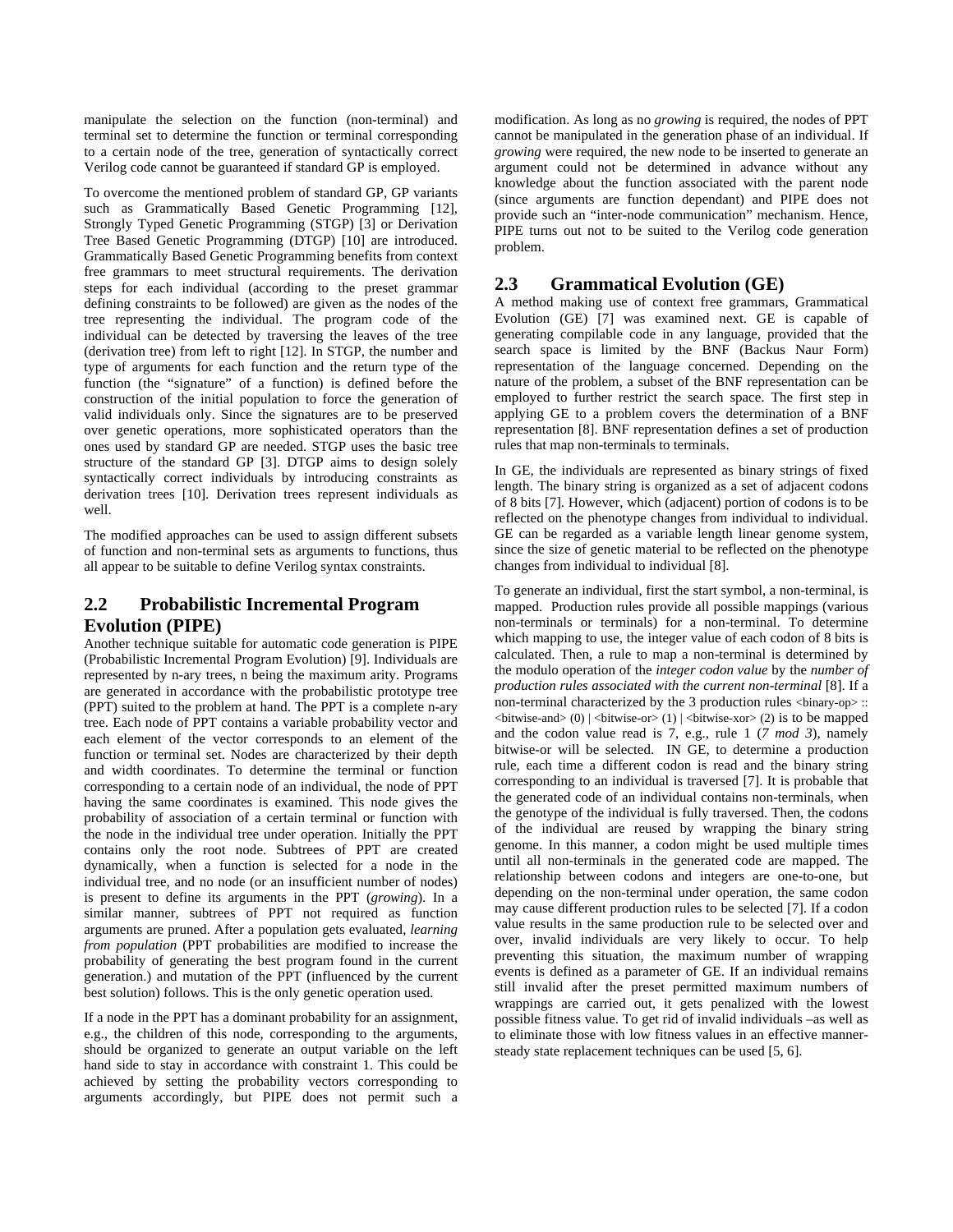manipulate the selection on the function (non-terminal) and terminal set to determine the function or terminal corresponding to a certain node of the tree, generation of syntactically correct Verilog code cannot be guaranteed if standard GP is employed.

To overcome the mentioned problem of standard GP, GP variants such as Grammatically Based Genetic Programming [12], Strongly Typed Genetic Programming (STGP) [3] or Derivation Tree Based Genetic Programming (DTGP) [10] are introduced. Grammatically Based Genetic Programming benefits from context free grammars to meet structural requirements. The derivation steps for each individual (according to the preset grammar defining constraints to be followed) are given as the nodes of the tree representing the individual. The program code of the individual can be detected by traversing the leaves of the tree (derivation tree) from left to right [12]. In STGP, the number and type of arguments for each function and the return type of the function (the "signature" of a function) is defined before the construction of the initial population to force the generation of valid individuals only. Since the signatures are to be preserved over genetic operations, more sophisticated operators than the ones used by standard GP are needed. STGP uses the basic tree structure of the standard GP [3]. DTGP aims to design solely syntactically correct individuals by introducing constraints as derivation trees [10]. Derivation trees represent individuals as well.

The modified approaches can be used to assign different subsets of function and non-terminal sets as arguments to functions, thus all appear to be suitable to define Verilog syntax constraints.

## 2.2 Probabilistic Incremental Program Evolution (PIPE)

Another technique suitable for automatic code generation is PIPE (Probabilistic Incremental Program Evolution) [9]. Individuals are represented by n-ary trees, n being the maximum arity. Programs are generated in accordance with the probabilistic prototype tree (PPT) suited to the problem at hand. The PPT is a complete n-ary tree. Each node of PPT contains a variable probability vector and each element of the vector corresponds to an element of the function or terminal set. Nodes are characterized by their depth and width coordinates. To determine the terminal or function corresponding to a certain node of an individual, the node of PPT having the same coordinates is examined. This node gives the probability of association of a certain terminal or function with the node in the individual tree under operation. Initially the PPT contains only the root node. Subtrees of PPT are created dynamically, when a function is selected for a node in the individual tree, and no node (or an insufficient number of nodes) is present to define its arguments in the PPT (*growing*). In a similar manner, subtrees of PPT not required as function arguments are pruned. After a population gets evaluated, *learning from population* (PPT probabilities are modified to increase the probability of generating the best program found in the current generation.) and mutation of the PPT (influenced by the current best solution) follows. This is the only genetic operation used.

If a node in the PPT has a dominant probability for an assignment, e.g., the children of this node, corresponding to the arguments, should be organized to generate an output variable on the left hand side to stay in accordance with constraint 1. This could be achieved by setting the probability vectors corresponding to arguments accordingly, but PIPE does not permit such a modification. As long as no *growing* is required, the nodes of PPT cannot be manipulated in the generation phase of an individual. If *growing* were required, the new node to be inserted to generate an argument could not be determined in advance without any knowledge about the function associated with the parent node (since arguments are function dependant) and PIPE does not provide such an "inter-node communication" mechanism. Hence, PIPE turns out not to be suited to the Verilog code generation problem.

## 2.3 Grammatical Evolution (GE)

A method making use of context free grammars, Grammatical Evolution (GE) [7] was examined next. GE is capable of generating compilable code in any language, provided that the search space is limited by the BNF (Backus Naur Form) representation of the language concerned. Depending on the nature of the problem, a subset of the BNF representation can be employed to further restrict the search space. The first step in applying GE to a problem covers the determination of a BNF representation [8]. BNF representation defines a set of production rules that map non-terminals to terminals.

In GE, the individuals are represented as binary strings of fixed length. The binary string is organized as a set of adjacent codons of 8 bits [7]. However, which (adjacent) portion of codons is to be reflected on the phenotype changes from individual to individual. GE can be regarded as a variable length linear genome system, since the size of genetic material to be reflected on the phenotype changes from individual to individual [8].

To generate an individual, first the start symbol, a non-terminal, is mapped. Production rules provide all possible mappings (various non-terminals or terminals) for a non-terminal. To determine which mapping to use, the integer value of each codon of 8 bits is calculated. Then, a rule to map a non-terminal is determined by the modulo operation of the *integer codon value* by the *number of production rules associated with the current non-terminal* [8]. If a non-terminal characterized by the 3 production rules <binary-op> :: <bitwise-and> (0) | <bitwise-or> (1) | <bitwise-xor> (2) is to be mapped and the codon value read is 7, e.g., rule 1 (*7 mod 3*), namely bitwise-or will be selected. IN GE, to determine a production rule, each time a different codon is read and the binary string corresponding to an individual is traversed [7]. It is probable that the generated code of an individual contains non-terminals, when the genotype of the individual is fully traversed. Then, the codons of the individual are reused by wrapping the binary string genome. In this manner, a codon might be used multiple times until all non-terminals in the generated code are mapped. The relationship between codons and integers are one-to-one, but depending on the non-terminal under operation, the same codon may cause different production rules to be selected [7]. If a codon value results in the same production rule to be selected over and over, invalid individuals are very likely to occur. To help preventing this situation, the maximum number of wrapping events is defined as a parameter of GE. If an individual remains still invalid after the preset permitted maximum numbers of wrappings are carried out, it gets penalized with the lowest possible fitness value. To get rid of invalid individuals –as well as to eliminate those with low fitness values in an effective manner- steady state replacement techniques can be used [5, 6].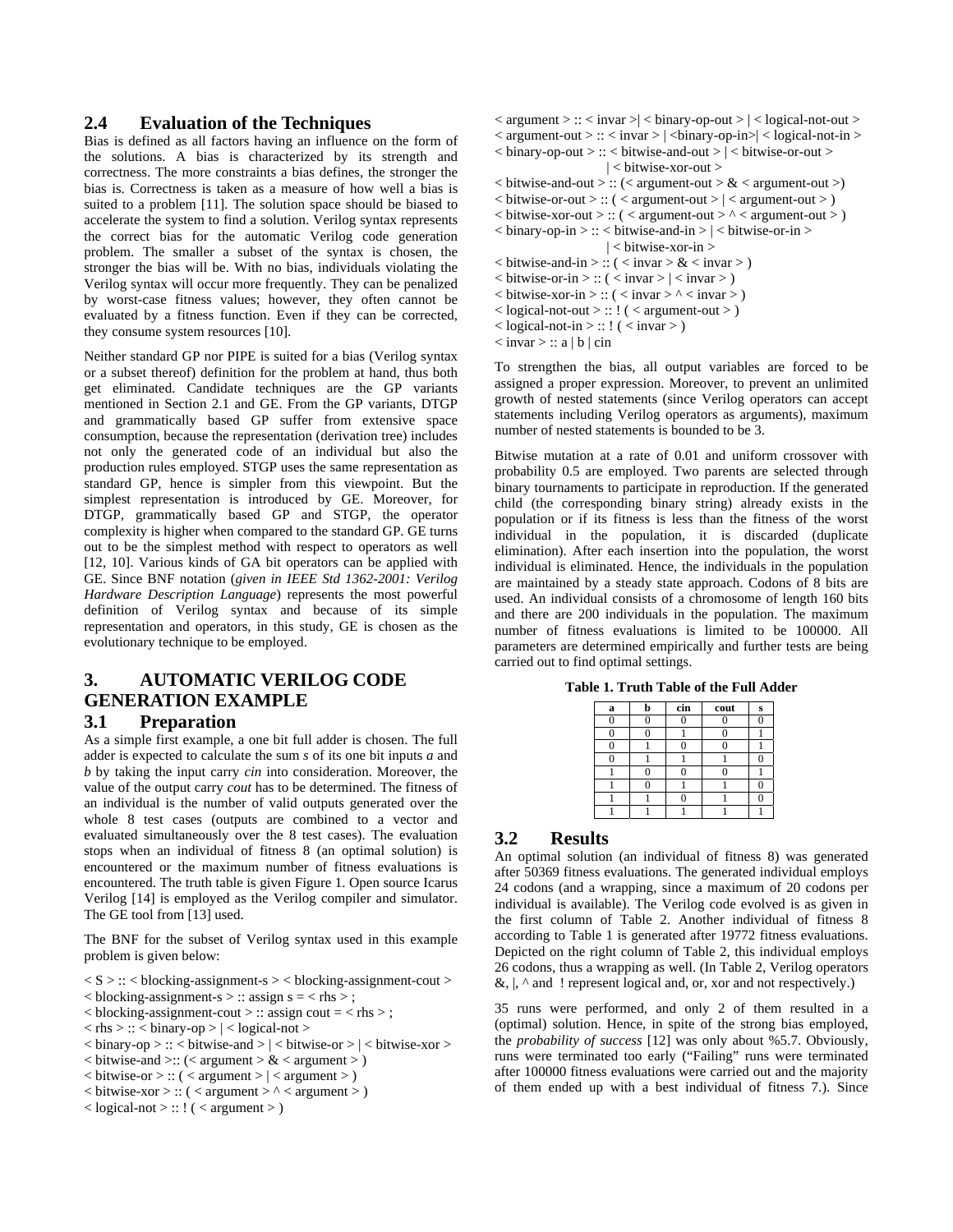## 2.4 Evaluation of the Techniques

Bias is defined as all factors having an influence on the form of the solutions. A bias is characterized by its strength and correctness. The more constraints a bias defines, the stronger the bias is. Correctness is taken as a measure of how well a bias is suited to a problem [11]. The solution space should be biased to accelerate the system to find a solution. Verilog syntax represents the correct bias for the automatic Verilog code generation problem. The smaller a subset of the syntax is chosen, the stronger the bias will be. With no bias, individuals violating the Verilog syntax will occur more frequently. They can be penalized by worst-case fitness values; however, they often cannot be evaluated by a fitness function. Even if they can be corrected, they consume system resources [10].

Neither standard GP nor PIPE is suited for a bias (Verilog syntax or a subset thereof) definition for the problem at hand, thus both get eliminated. Candidate techniques are the GP variants mentioned in Section 2.1 and GE. From the GP variants, DTGP and grammatically based GP suffer from extensive space consumption, because the representation (derivation tree) includes not only the generated code of an individual but also the production rules employed. STGP uses the same representation as standard GP, hence is simpler from this viewpoint. But the simplest representation is introduced by GE. Moreover, for DTGP, grammatically based GP and STGP, the operator complexity is higher when compared to the standard GP. GE turns out to be the simplest method with respect to operators as well [12, 10]. Various kinds of GA bit operators can be applied with GE. Since BNF notation (*given in IEEE Std 1362-2001: Verilog Hardware Description Language*) represents the most powerful definition of Verilog syntax and because of its simple representation and operators, in this study, GE is chosen as the evolutionary technique to be employed.

# 3. AUTOMATIC VERILOG CODE GENERATION EXAMPLE

## 3.1 Preparation

As a simple first example, a one bit full adder is chosen. The full adder is expected to calculate the sum *s* of its one bit inputs *a* and *b* by taking the input carry *cin* into consideration. Moreover, the value of the output carry *cout* has to be determined. The fitness of an individual is the number of valid outputs generated over the whole 8 test cases (outputs are combined to a vector and evaluated simultaneously over the 8 test cases). The evaluation stops when an individual of fitness 8 (an optimal solution) is encountered or the maximum number of fitness evaluations is encountered. The truth table is given Figure 1. Open source Icarus Verilog [14] is employed as the Verilog compiler and simulator. The GE tool from [13] used.

The BNF for the subset of Verilog syntax used in this example problem is given below:

```
< S > :: < blocking-assignment-s > < blocking-assignment-cout >
< blocking-assignment-s > :: assign s = < rhs > ;
< blocking-assignment-cout > :: assign cout = < rhs > ;
< rhs > :: < binary-op > | < logical-not >
< binary-op > :: < bitwise-and > | < bitwise-or > | < bitwise-xor >
< bitwise-and >:: (< argument > & < argument > )
< bitwise-or > :: ( < argument > | < argument > )
< bitwise-xor > :: ( < argument > ^ < argument > )
< logical-not > :: ! ( < argument > )
< argument > :: < invar >| < binary-op-out > | < logical-not-out >
< argument-out > :: < invar > | <binary-op-in>| < logical-not-in >
< binary-op-out > :: < bitwise-and-out > | < bitwise-or-out >
                   | < bitwise-xor-out >
< bitwise-and-out > :: (< argument-out > & < argument-out >)
< bitwise-or-out > :: ( < argument-out > | < argument-out > )
< bitwise-xor-out > :: ( < argument-out > ^ < argument-out > )
< binary-op-in > :: < bitwise-and-in > | < bitwise-or-in >
                  | < bitwise-xor-in >
< bitwise-and-in > :: ( < invar > & < invar > )
< bitwise-or-in > :: ( < invar > | < invar > )
< bitwise-xor-in > :: ( < invar > ^ < invar > )
< logical-not-out > :: ! ( < argument-out > )
< logical-not-in > :: ! ( < invar > )
< invar > :: a | b | cin
```

To strengthen the bias, all output variables are forced to be assigned a proper expression. Moreover, to prevent an unlimited growth of nested statements (since Verilog operators can accept statements including Verilog operators as arguments), maximum number of nested statements is bounded to be 3.

Bitwise mutation at a rate of 0.01 and uniform crossover with probability 0.5 are employed. Two parents are selected through binary tournaments to participate in reproduction. If the generated child (the corresponding binary string) already exists in the population or if its fitness is less than the fitness of the worst individual in the population, it is discarded (duplicate elimination). After each insertion into the population, the worst individual is eliminated. Hence, the individuals in the population are maintained by a steady state approach. Codons of 8 bits are used. An individual consists of a chromosome of length 160 bits and there are 200 individuals in the population. The maximum number of fitness evaluations is limited to be 100000. All parameters are determined empirically and further tests are being carried out to find optimal settings.

**Table 1. Truth Table of the Full Adder**

| a | b | cin | cout | s |
|---|---|---|---|---|
| 0 | 0 | 0 | 0 | 0 |
| 0 | 0 | 1 | 0 | 1 |
| 0 | 1 | 0 | 0 | 1 |
| 0 | 1 | 1 | 1 | 0 |
| 1 | 0 | 0 | 0 | 1 |
| 1 | 0 | 1 | 1 | 0 |
| 1 | 1 | 0 | 1 | 0 |
| 1 | 1 | 1 | 1 | 1 |

## 3.2 Results

An optimal solution (an individual of fitness 8) was generated after 50369 fitness evaluations. The generated individual employs 24 codons (and a wrapping, since a maximum of 20 codons per individual is available). The Verilog code evolved is as given in the first column of Table 2. Another individual of fitness 8 according to Table 1 is generated after 19772 fitness evaluations. Depicted on the right column of Table 2, this individual employs 26 codons, thus a wrapping as well. (In Table 2, Verilog operators &, |, ^ and ! represent logical and, or, xor and not respectively.)

35 runs were performed, and only 2 of them resulted in a (optimal) solution. Hence, in spite of the strong bias employed, the *probability of success* [12] was only about %5.7. Obviously, runs were terminated too early ("Failing" runs were terminated after 100000 fitness evaluations were carried out and the majority of them ended up with a best individual of fitness 7.). Since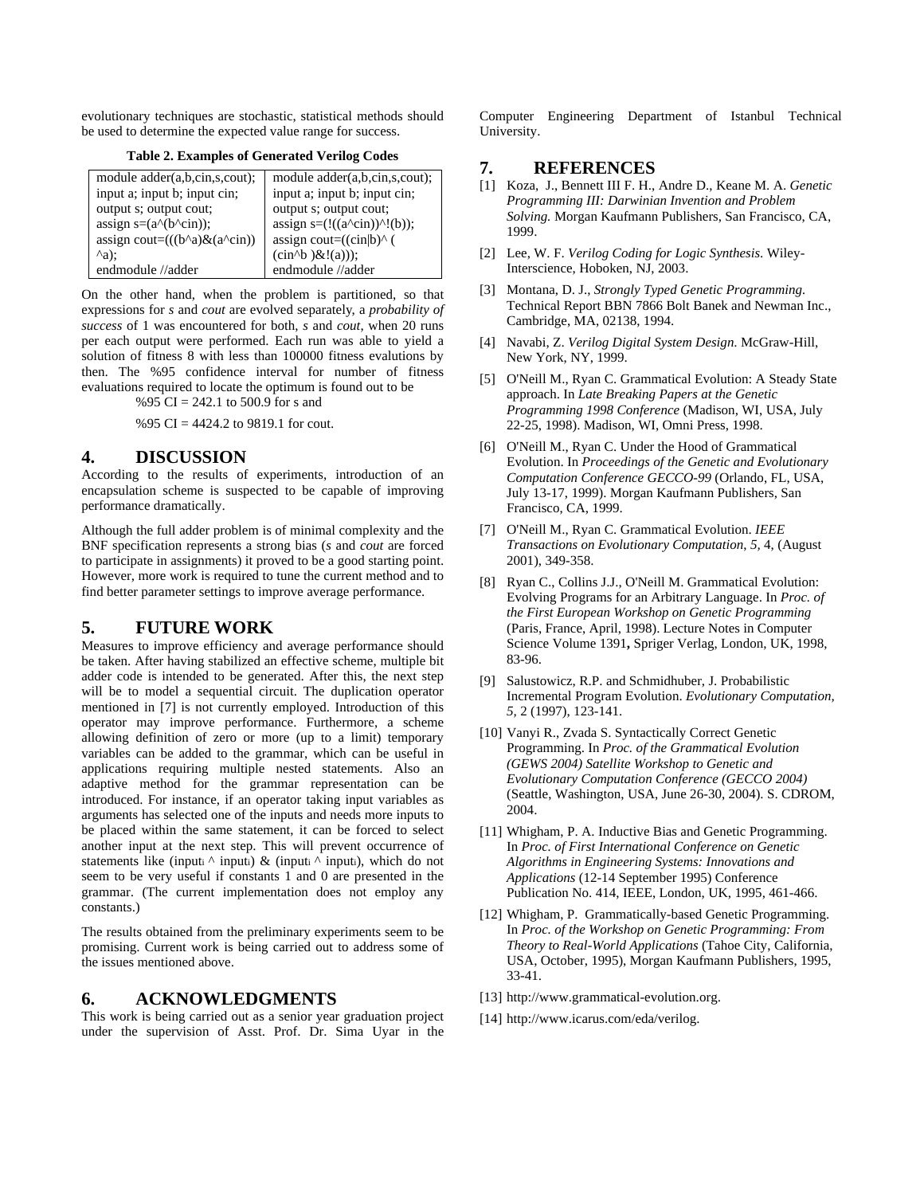evolutionary techniques are stochastic, statistical methods should be used to determine the expected value range for success.

**Table 2. Examples of Generated Verilog Codes**

| | |
|---|---|
| module adder(a,b,cin,s,cout);<br>input a; input b; input cin;<br>output s; output cout;<br>assign s=(a^(b^cin));<br>assign cout=(((b^a)&(a^cin))<br>^a);<br>endmodule //adder | module adder(a,b,cin,s,cout);<br>input a; input b; input cin;<br>output s; output cout;<br>assign s=(!((a^cin))^!(b));<br>assign cout=((cin\|b)^ (<br>(cin^b )&!(a)));<br>endmodule //adder |

On the other hand, when the problem is partitioned, so that expressions for *s* and *cout* are evolved separately, a *probability of success* of 1 was encountered for both, *s* and *cout*, when 20 runs per each output were performed. Each run was able to yield a solution of fitness 8 with less than 100000 fitness evalutions by then. The %95 confidence interval for number of fitness evaluations required to locate the optimum is found out to be

%95 CI = 242.1 to 500.9 for s and

%95 CI = 4424.2 to 9819.1 for cout.

## 4. DISCUSSION

According to the results of experiments, introduction of an encapsulation scheme is suspected to be capable of improving performance dramatically.

Although the full adder problem is of minimal complexity and the BNF specification represents a strong bias (*s* and *cout* are forced to participate in assignments) it proved to be a good starting point. However, more work is required to tune the current method and to find better parameter settings to improve average performance.

## 5. FUTURE WORK

Measures to improve efficiency and average performance should be taken. After having stabilized an effective scheme, multiple bit adder code is intended to be generated. After this, the next step will be to model a sequential circuit. The duplication operator mentioned in [7] is not currently employed. Introduction of this operator may improve performance. Furthermore, a scheme allowing definition of zero or more (up to a limit) temporary variables can be added to the grammar, which can be useful in applications requiring multiple nested statements. Also an adaptive method for the grammar representation can be introduced. For instance, if an operator taking input variables as arguments has selected one of the inputs and needs more inputs to be placed within the same statement, it can be forced to select another input at the next step. This will prevent occurrence of statements like ($input_i$ ^ $input_i$) & ($input_i$ ^ $input_i$), which do not seem to be very useful if constants 1 and 0 are presented in the grammar. (The current implementation does not employ any constants.)

The results obtained from the preliminary experiments seem to be promising. Current work is being carried out to address some of the issues mentioned above.

## 6. ACKNOWLEDGMENTS

This work is being carried out as a senior year graduation project under the supervision of Asst. Prof. Dr. Sima Uyar in the Computer Engineering Department of Istanbul Technical University.

## 7. REFERENCES

[1] Koza, J., Bennett III F. H., Andre D., Keane M. A. *Genetic Programming III: Darwinian Invention and Problem Solving.* Morgan Kaufmann Publishers, San Francisco, CA, 1999.

[2] Lee, W. F. *Verilog Coding for Logic Synthesis.* Wiley-Interscience, Hoboken, NJ, 2003.

[3] Montana, D. J., *Strongly Typed Genetic Programming.* Technical Report BBN 7866 Bolt Banek and Newman Inc., Cambridge, MA, 02138, 1994.

[4] Navabi, Z. *Verilog Digital System Design.* McGraw-Hill, New York, NY, 1999.

[5] O'Neill M., Ryan C. Grammatical Evolution: A Steady State approach. In *Late Breaking Papers at the Genetic Programming 1998 Conference* (Madison, WI, USA, July 22-25, 1998). Madison, WI, Omni Press, 1998.

[6] O'Neill M., Ryan C. Under the Hood of Grammatical Evolution. In *Proceedings of the Genetic and Evolutionary Computation Conference GECCO-99* (Orlando, FL, USA, July 13-17, 1999). Morgan Kaufmann Publishers, San Francisco, CA, 1999.

[7] O'Neill M., Ryan C. Grammatical Evolution. *IEEE Transactions on Evolutionary Computation*, *5*, 4, (August 2001), 349-358.

[8] Ryan C., Collins J.J., O'Neill M. Grammatical Evolution: Evolving Programs for an Arbitrary Language. In *Proc. of the First European Workshop on Genetic Programming* (Paris, France, April, 1998). Lecture Notes in Computer Science Volume 1391**,** Spriger Verlag, London, UK, 1998, 83-96.

[9] Salustowicz, R.P. and Schmidhuber, J. Probabilistic Incremental Program Evolution. *Evolutionary Computation, 5,* 2 (1997), 123-141.

[10] Vanyi R., Zvada S. Syntactically Correct Genetic Programming. In *Proc. of the Grammatical Evolution (GEWS 2004) Satellite Workshop to Genetic and Evolutionary Computation Conference (GECCO 2004)* (Seattle, Washington, USA, June 26-30, 2004). S. CDROM, 2004.

[11] Whigham, P. A. Inductive Bias and Genetic Programming. In *Proc. of First International Conference on Genetic Algorithms in Engineering Systems: Innovations and Applications* (12-14 September 1995) Conference Publication No. 414, IEEE, London, UK, 1995, 461-466.

[12] Whigham, P. Grammatically-based Genetic Programming. In *Proc. of the Workshop on Genetic Programming: From Theory to Real-World Applications* (Tahoe City, California, USA, October, 1995), Morgan Kaufmann Publishers, 1995, 33-41.

[13] http://www.grammatical-evolution.org.

[14] http://www.icarus.com/eda/verilog.